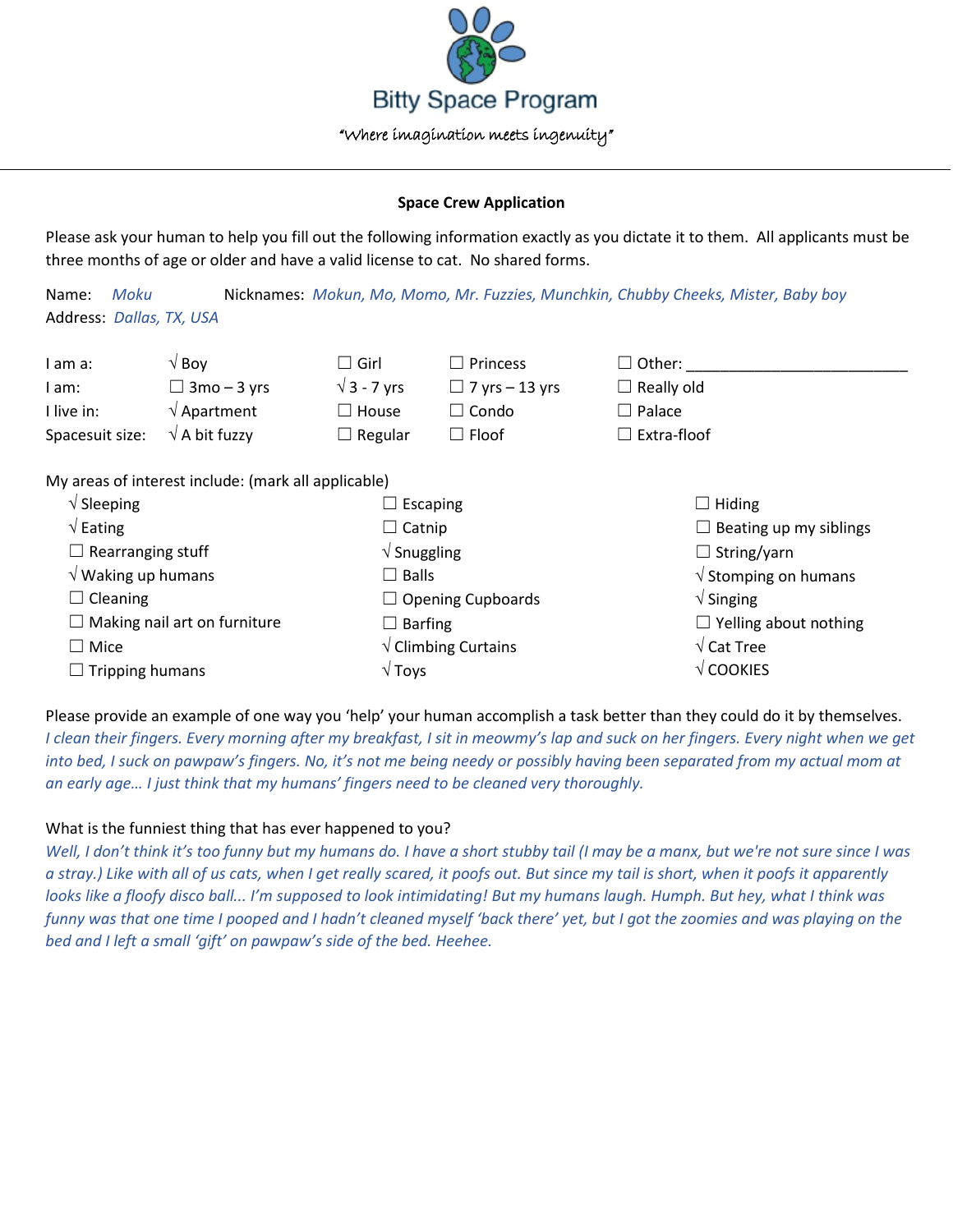# Bitty Space Program

*"Where imagination meets ingenuity"*

## Space Crew Application

Please ask your human to help you fill out the following information exactly as you dictate it to them. All applicants must be three months of age or older and have a valid license to cat. No shared forms.

Name: *Moku* Nicknames: *Mokun, Mo, Momo, Mr. Fuzzies, Munchkin, Chubby Cheeks, Mister, Baby boy*
Address: *Dallas, TX, USA*

| | | | | |
|---|---|---|---|---|
| I am a: | √ Boy | ☐ Girl | ☐ Princess | ☐ Other: ______________ |
| I am: | ☐ 3mo – 3 yrs | √ 3 - 7 yrs | ☐ 7 yrs – 13 yrs | ☐ Really old |
| I live in: | √ Apartment | ☐ House | ☐ Condo | ☐ Palace |
| Spacesuit size: | √ A bit fuzzy | ☐ Regular | ☐ Floof | ☐ Extra-floof |

My areas of interest include: (mark all applicable)

| | | |
|---|---|---|
| √ Sleeping | ☐ Escaping | ☐ Hiding |
| √ Eating | ☐ Catnip | ☐ Beating up my siblings |
| ☐ Rearranging stuff | √ Snuggling | ☐ String/yarn |
| √ Waking up humans | ☐ Balls | √ Stomping on humans |
| ☐ Cleaning | ☐ Opening Cupboards | √ Singing |
| ☐ Making nail art on furniture | ☐ Barfing | ☐ Yelling about nothing |
| ☐ Mice | √ Climbing Curtains | √ Cat Tree |
| ☐ Tripping humans | √ Toys | √ COOKIES |

Please provide an example of one way you 'help' your human accomplish a task better than they could do it by themselves.

*I clean their fingers. Every morning after my breakfast, I sit in meowmy's lap and suck on her fingers. Every night when we get into bed, I suck on pawpaw's fingers. No, it's not me being needy or possibly having been separated from my actual mom at an early age… I just think that my humans' fingers need to be cleaned very thoroughly.*

What is the funniest thing that has ever happened to you?

*Well, I don't think it's too funny but my humans do. I have a short stubby tail (I may be a manx, but we're not sure since I was a stray.) Like with all of us cats, when I get really scared, it poofs out. But since my tail is short, when it poofs it apparently looks like a floofy disco ball... I'm supposed to look intimidating! But my humans laugh. Humph. But hey, what I think was funny was that one time I pooped and I hadn't cleaned myself 'back there' yet, but I got the zoomies and was playing on the bed and I left a small 'gift' on pawpaw's side of the bed. Heehee.*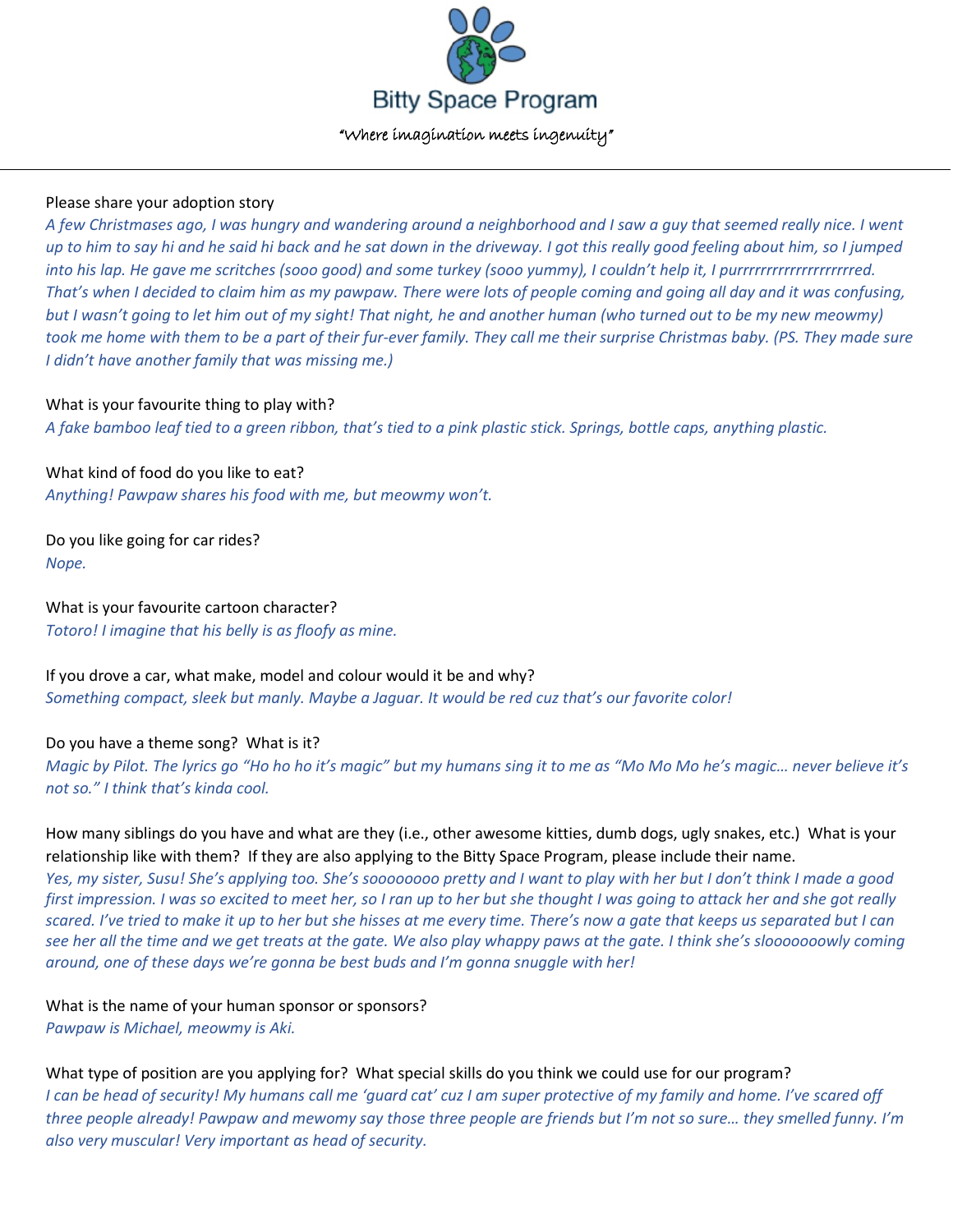Bitty Space Program

"Where imagination meets ingenuity"

---

Please share your adoption story

*A few Christmases ago, I was hungry and wandering around a neighborhood and I saw a guy that seemed really nice. I went up to him to say hi and he said hi back and he sat down in the driveway. I got this really good feeling about him, so I jumped into his lap. He gave me scritches (sooo good) and some turkey (sooo yummy), I couldn't help it, I purrrrrrrrrrrrrrrrrrrrred. That's when I decided to claim him as my pawpaw. There were lots of people coming and going all day and it was confusing, but I wasn't going to let him out of my sight! That night, he and another human (who turned out to be my new meowmy) took me home with them to be a part of their fur-ever family. They call me their surprise Christmas baby. (PS. They made sure I didn't have another family that was missing me.)*

What is your favourite thing to play with?

*A fake bamboo leaf tied to a green ribbon, that's tied to a pink plastic stick. Springs, bottle caps, anything plastic.*

What kind of food do you like to eat?

*Anything! Pawpaw shares his food with me, but meowmy won't.*

Do you like going for car rides?

*Nope.*

What is your favourite cartoon character?

*Totoro! I imagine that his belly is as floofy as mine.*

If you drove a car, what make, model and colour would it be and why?

*Something compact, sleek but manly. Maybe a Jaguar. It would be red cuz that's our favorite color!*

Do you have a theme song? What is it?

*Magic by Pilot. The lyrics go "Ho ho ho it's magic" but my humans sing it to me as "Mo Mo Mo he's magic… never believe it's not so." I think that's kinda cool.*

How many siblings do you have and what are they (i.e., other awesome kitties, dumb dogs, ugly snakes, etc.) What is your relationship like with them? If they are also applying to the Bitty Space Program, please include their name.

*Yes, my sister, Susu! She's soooooooo pretty and I want to play with her but I don't think I made a good first impression. I was so excited to meet her, so I ran up to her but she thought I was going to attack her and she got really scared. I've tried to make it up to her but she hisses at me every time. There's now a gate that keeps us separated but I can see her all the time and we get treats at the gate. We also play whappy paws at the gate. I think she's slooooooowly coming around, one of these days we're gonna be best buds and I'm gonna snuggle with her!*

What is the name of your human sponsor or sponsors?

*Pawpaw is Michael, meowmy is Aki.*

What type of position are you applying for? What special skills do you think we could use for our program?

*I can be head of security! My humans call me 'guard cat' cuz I am super protective of my family and home. I've scared off three people already! Pawpaw and mewomy say those three people are friends but I'm not so sure… they smelled funny. I'm also very muscular! Very important as head of security.*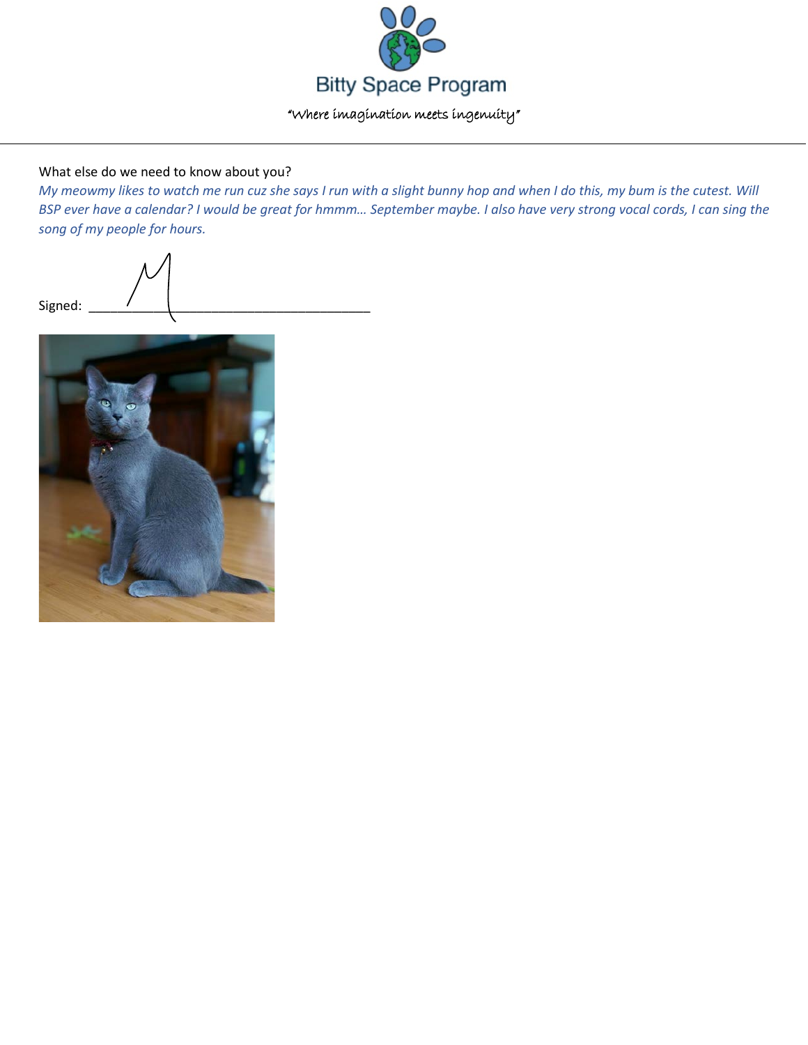Bitty Space Program

*"Where imagination meets ingenuity"*

---

What else do we need to know about you?

*My meowmy likes to watch me run cuz she says I run with a slight bunny hop and when I do this, my bum is the cutest. Will BSP ever have a calendar? I would be great for hmmm… September maybe. I also have very strong vocal cords, I can sing the song of my people for hours.*

Signed: M